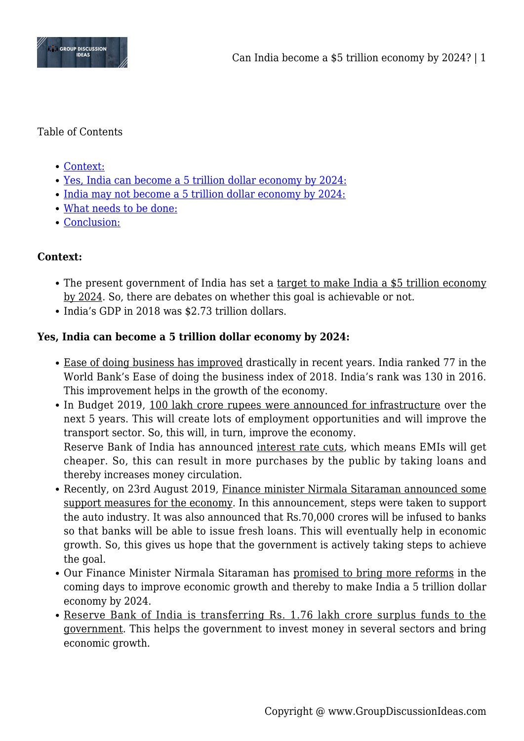Table of Contents

- Context:
- Yes, India can become a 5 trillion dollar economy by 2024:
- India may not become a 5 trillion dollar economy by 2024:
- What needs to be done:
- Conclusion:

**Context:**

- The present government of India has set a target to make India a $5 trillion economy by 2024. So, there are debates on whether this goal is achievable or not.
- India's GDP in 2018 was $2.73 trillion dollars.

**Yes, India can become a 5 trillion dollar economy by 2024:**

- Ease of doing business has improved drastically in recent years. India ranked 77 in the World Bank's Ease of doing the business index of 2018. India's rank was 130 in 2016. This improvement helps in the growth of the economy.
- In Budget 2019, 100 lakh crore rupees were announced for infrastructure over the next 5 years. This will create lots of employment opportunities and will improve the transport sector. So, this will, in turn, improve the economy.
  Reserve Bank of India has announced interest rate cuts, which means EMIs will get cheaper. So, this can result in more purchases by the public by taking loans and thereby increases money circulation.
- Recently, on 23rd August 2019, Finance minister Nirmala Sitaraman announced some support measures for the economy. In this announcement, steps were taken to support the auto industry. It was also announced that Rs.70,000 crores will be infused to banks so that banks will be able to issue fresh loans. This will eventually help in economic growth. So, this gives us hope that the government is actively taking steps to achieve the goal.
- Our Finance Minister Nirmala Sitaraman has promised to bring more reforms in the coming days to improve economic growth and thereby to make India a 5 trillion dollar economy by 2024.
- Reserve Bank of India is transferring Rs. 1.76 lakh crore surplus funds to the government. This helps the government to invest money in several sectors and bring economic growth.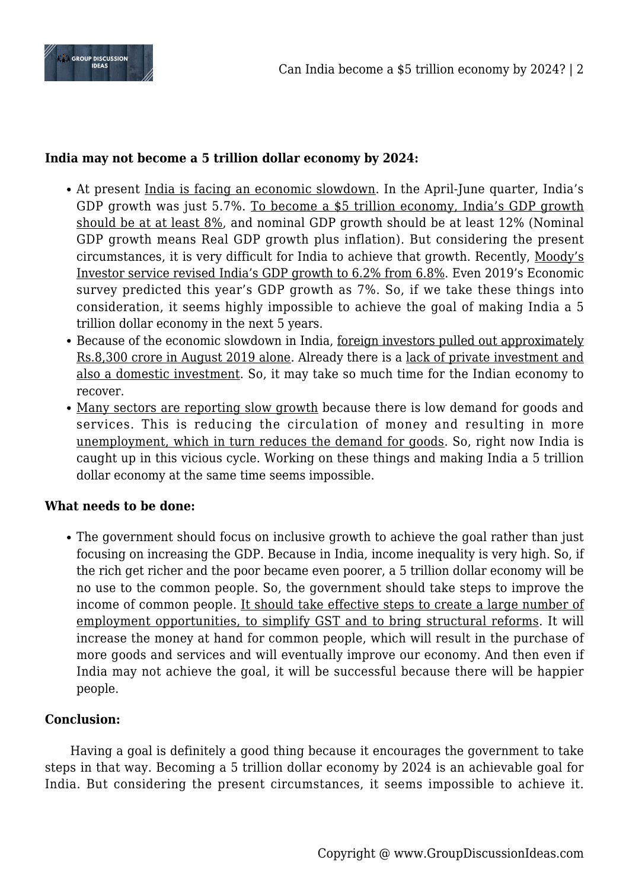**India may not become a 5 trillion dollar economy by 2024:**

- At present India is facing an economic slowdown. In the April-June quarter, India's GDP growth was just 5.7%. To become a $5 trillion economy, India's GDP growth should be at at least 8%, and nominal GDP growth should be at least 12% (Nominal GDP growth means Real GDP growth plus inflation). But considering the present circumstances, it is very difficult for India to achieve that growth. Recently, Moody's Investor service revised India's GDP growth to 6.2% from 6.8%. Even 2019's Economic survey predicted this year's GDP growth as 7%. So, if we take these things into consideration, it seems highly impossible to achieve the goal of making India a 5 trillion dollar economy in the next 5 years.
- Because of the economic slowdown in India, foreign investors pulled out approximately Rs.8,300 crore in August 2019 alone. Already there is a lack of private investment and also a domestic investment. So, it may take so much time for the Indian economy to recover.
- Many sectors are reporting slow growth because there is low demand for goods and services. This is reducing the circulation of money and resulting in more unemployment, which in turn reduces the demand for goods. So, right now India is caught up in this vicious cycle. Working on these things and making India a 5 trillion dollar economy at the same time seems impossible.

**What needs to be done:**

- The government should focus on inclusive growth to achieve the goal rather than just focusing on increasing the GDP. Because in India, income inequality is very high. So, if the rich get richer and the poor became even poorer, a 5 trillion dollar economy will be no use to the common people. So, the government should take steps to improve the income of common people. It should take effective steps to create a large number of employment opportunities, to simplify GST and to bring structural reforms. It will increase the money at hand for common people, which will result in the purchase of more goods and services and will eventually improve our economy. And then even if India may not achieve the goal, it will be successful because there will be happier people.

**Conclusion:**

Having a goal is definitely a good thing because it encourages the government to take steps in that way. Becoming a 5 trillion dollar economy by 2024 is an achievable goal for India. But considering the present circumstances, it seems impossible to achieve it.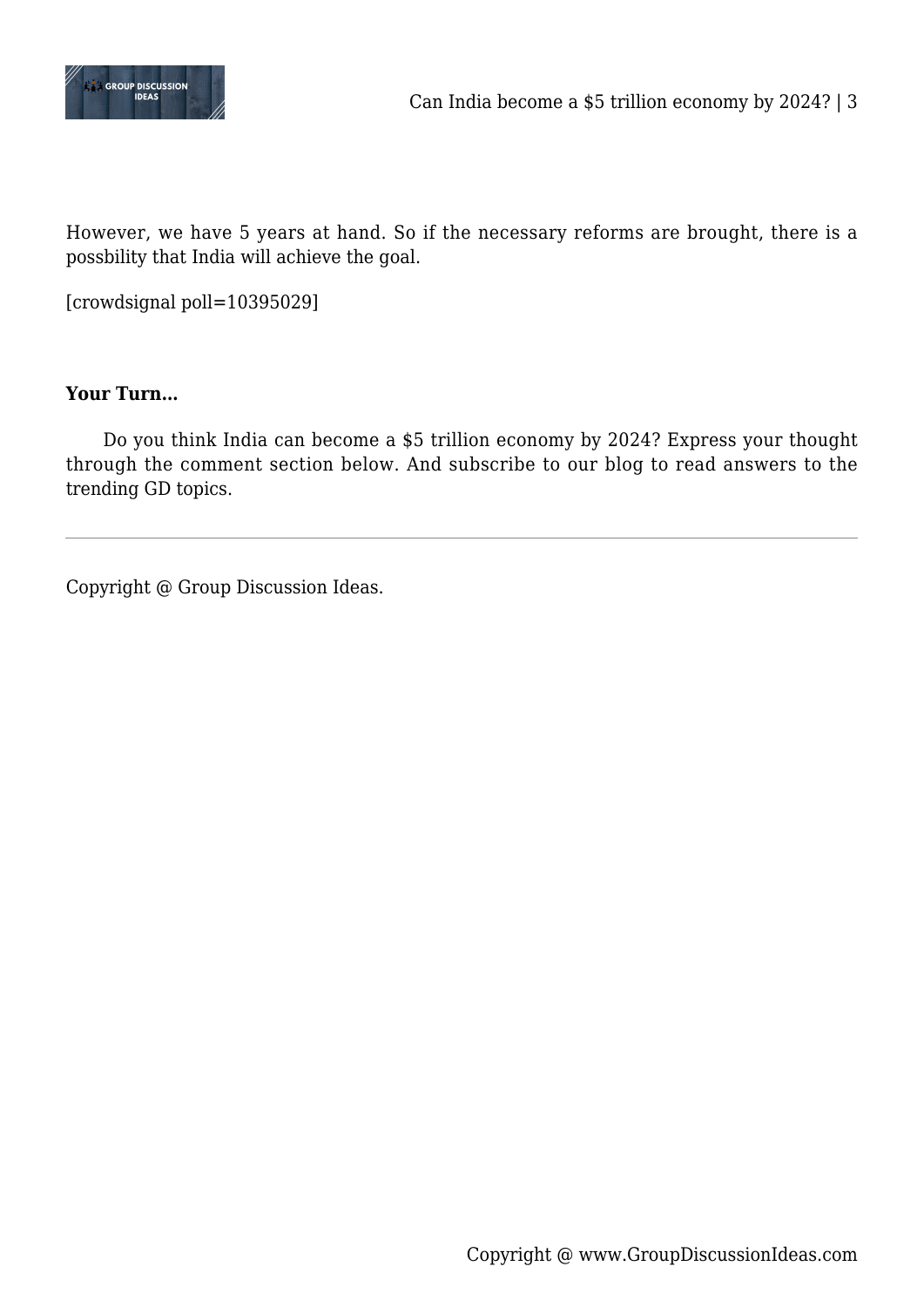However, we have 5 years at hand. So if the necessary reforms are brought, there is a possbility that India will achieve the goal.

[crowdsignal poll=10395029]

**Your Turn…**

Do you think India can become a $5 trillion economy by 2024? Express your thought through the comment section below. And subscribe to our blog to read answers to the trending GD topics.

---

Copyright @ Group Discussion Ideas.